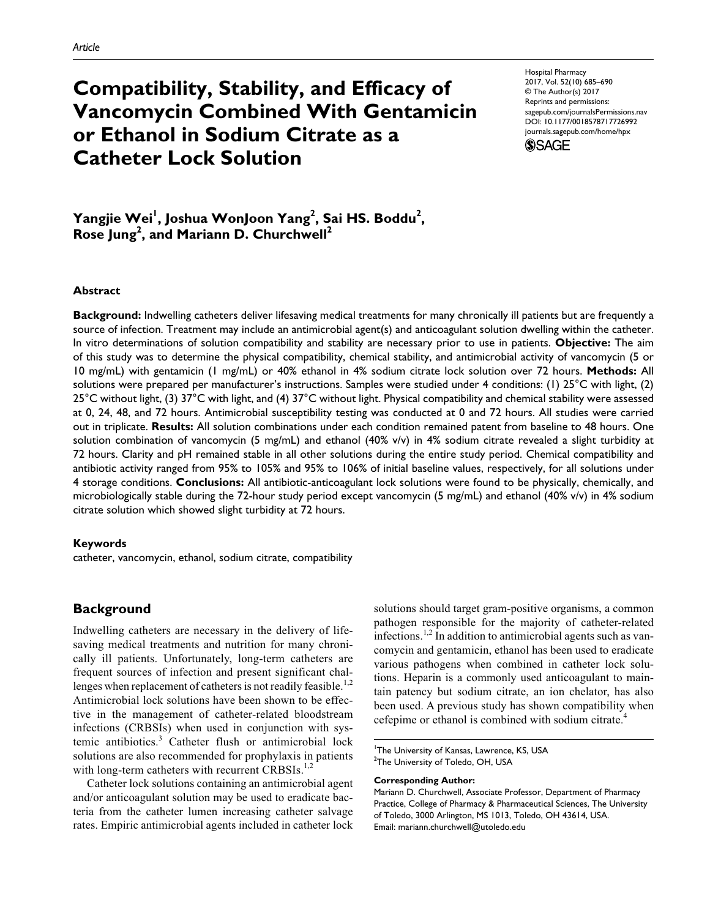*Article*

# Compatibility, Stability, and Efficacy of Vancomycin Combined With Gentamicin or Ethanol in Sodium Citrate as a Catheter Lock Solution

Yangjie Wei[1], Joshua WonJoon Yang[2], Sai HS. Boddu[2], Rose Jung[2], and Mariann D. Churchwell[2]

## Abstract

**Background:** Indwelling catheters deliver lifesaving medical treatments for many chronically ill patients but are frequently a source of infection. Treatment may include an antimicrobial agent(s) and anticoagulant solution dwelling within the catheter. In vitro determinations of solution compatibility and stability are necessary prior to use in patients. **Objective:** The aim of this study was to determine the physical compatibility, chemical stability, and antimicrobial activity of vancomycin (5 or 10 mg/mL) with gentamicin (1 mg/mL) or 40% ethanol in 4% sodium citrate lock solution over 72 hours. **Methods:** All solutions were prepared per manufacturer's instructions. Samples were studied under 4 conditions: (1) 25°C with light, (2) 25°C without light, (3) 37°C with light, and (4) 37°C without light. Physical compatibility and chemical stability were assessed at 0, 24, 48, and 72 hours. Antimicrobial susceptibility testing was conducted at 0 and 72 hours. All studies were carried out in triplicate. **Results:** All solution combinations under each condition remained patent from baseline to 48 hours. One solution combination of vancomycin (5 mg/mL) and ethanol (40% v/v) in 4% sodium citrate revealed a slight turbidity at 72 hours. Clarity and pH remained stable in all other solutions during the entire study period. Chemical compatibility and antibiotic activity ranged from 95% to 105% and 95% to 106% of initial baseline values, respectively, for all solutions under 4 storage conditions. **Conclusions:** All antibiotic-anticoagulant lock solutions were found to be physically, chemically, and microbiologically stable during the 72-hour study period except vancomycin (5 mg/mL) and ethanol (40% v/v) in 4% sodium citrate solution which showed slight turbidity at 72 hours.

### Keywords

catheter, vancomycin, ethanol, sodium citrate, compatibility

## Background

Indwelling catheters are necessary in the delivery of lifesaving medical treatments and nutrition for many chronically ill patients. Unfortunately, long-term catheters are frequent sources of infection and present significant challenges when replacement of catheters is not readily feasible.[1,2] Antimicrobial lock solutions have been shown to be effective in the management of catheter-related bloodstream infections (CRBSIs) when used in conjunction with systemic antibiotics.[3] Catheter flush or antimicrobial lock solutions are also recommended for prophylaxis in patients with long-term catheters with recurrent CRBSIs.[1,2]

Catheter lock solutions containing an antimicrobial agent and/or anticoagulant solution may be used to eradicate bacteria from the catheter lumen increasing catheter salvage rates. Empiric antimicrobial agents included in catheter lock solutions should target gram-positive organisms, a common pathogen responsible for the majority of catheter-related infections.[1,2] In addition to antimicrobial agents such as vancomycin and gentamicin, ethanol has been used to eradicate various pathogens when combined in catheter lock solutions. Heparin is a commonly used anticoagulant to maintain patency but sodium citrate, an ion chelator, has also been used. A previous study has shown compatibility when cefepime or ethanol is combined with sodium citrate.[4]

[1]The University of Kansas, Lawrence, KS, USA
[2]The University of Toledo, OH, USA

**Corresponding Author:**
Mariann D. Churchwell, Associate Professor, Department of Pharmacy Practice, College of Pharmacy & Pharmaceutical Sciences, The University of Toledo, 3000 Arlington, MS 1013, Toledo, OH 43614, USA.
Email: mariann.churchwell@utoledo.edu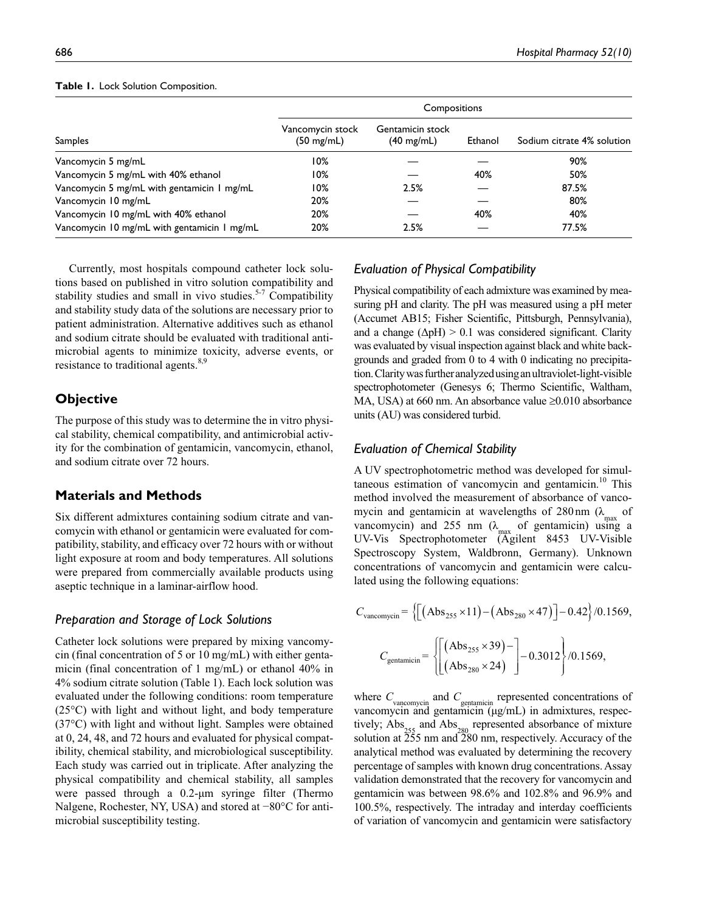**Table 1.** Lock Solution Composition.

| Samples | Compositions | | | |
|---|---|---|---|---|
| | Vancomycin stock (50 mg/mL) | Gentamicin stock (40 mg/mL) | Ethanol | Sodium citrate 4% solution |
| Vancomycin 5 mg/mL | 10% | — | — | 90% |
| Vancomycin 5 mg/mL with 40% ethanol | 10% | — | 40% | 50% |
| Vancomycin 5 mg/mL with gentamicin 1 mg/mL | 10% | 2.5% | — | 87.5% |
| Vancomycin 10 mg/mL | 20% | — | — | 80% |
| Vancomycin 10 mg/mL with 40% ethanol | 20% | — | 40% | 40% |
| Vancomycin 10 mg/mL with gentamicin 1 mg/mL | 20% | 2.5% | — | 77.5% |

Currently, most hospitals compound catheter lock solutions based on published in vitro solution compatibility and stability studies and small in vivo studies.[5-7] Compatibility and stability study data of the solutions are necessary prior to patient administration. Alternative additives such as ethanol and sodium citrate should be evaluated with traditional antimicrobial agents to minimize toxicity, adverse events, or resistance to traditional agents.[8,9]

## Objective

The purpose of this study was to determine the in vitro physical stability, chemical compatibility, and antimicrobial activity for the combination of gentamicin, vancomycin, ethanol, and sodium citrate over 72 hours.

## Materials and Methods

Six different admixtures containing sodium citrate and vancomycin with ethanol or gentamicin were evaluated for compatibility, stability, and efficacy over 72 hours with or without light exposure at room and body temperatures. All solutions were prepared from commercially available products using aseptic technique in a laminar-airflow hood.

### *Preparation and Storage of Lock Solutions*

Catheter lock solutions were prepared by mixing vancomycin (final concentration of 5 or 10 mg/mL) with either gentamicin (final concentration of 1 mg/mL) or ethanol 40% in 4% sodium citrate solution (Table 1). Each lock solution was evaluated under the following conditions: room temperature (25°C) with light and without light, and body temperature (37°C) with light and without light. Samples were obtained at 0, 24, 48, and 72 hours and evaluated for physical compatibility, chemical stability, and microbiological susceptibility. Each study was carried out in triplicate. After analyzing the physical compatibility and chemical stability, all samples were passed through a 0.2-μm syringe filter (Thermo Nalgene, Rochester, NY, USA) and stored at −80°C for antimicrobial susceptibility testing.

### *Evaluation of Physical Compatibility*

Physical compatibility of each admixture was examined by measuring pH and clarity. The pH was measured using a pH meter (Accumet AB15; Fisher Scientific, Pittsburgh, Pennsylvania), and a change ($\Delta$pH) > 0.1 was considered significant. Clarity was evaluated by visual inspection against black and white backgrounds and graded from 0 to 4 with 0 indicating no precipitation. Clarity was further analyzed using an ultraviolet-light-visible spectrophotometer (Genesys 6; Thermo Scientific, Waltham, MA, USA) at 660 nm. An absorbance value ≥0.010 absorbance units (AU) was considered turbid.

### *Evaluation of Chemical Stability*

A UV spectrophotometric method was developed for simultaneous estimation of vancomycin and gentamicin.[10] This method involved the measurement of absorbance of vancomycin and gentamicin at wavelengths of 280 nm ($\lambda_{max}$ of vancomycin) and 255 nm ($\lambda_{max}$ of gentamicin) using a UV-Vis Spectrophotometer (Agilent 8453 UV-Visible Spectroscopy System, Waldbronn, Germany). Unknown concentrations of vancomycin and gentamicin were calculated using the following equations:

$$C_{\text{vancomycin}} = \left\{\left[\left(\text{Abs}_{255} \times 11\right) - \left(\text{Abs}_{280} \times 47\right)\right] - 0.42\right\} / 0.1569,$$

$$C_{\text{gentamicin}} = \left\{\left[\begin{array}{l}\left(\text{Abs}_{255} \times 39\right) - \\ \left(\text{Abs}_{280} \times 24\right)\end{array}\right] - 0.3012\right\} / 0.1569,$$

where $C_{\text{vancomycin}}$ and $C_{\text{gentamicin}}$ represented concentrations of vancomycin and gentamicin (μg/mL) in admixtures, respectively; $\text{Abs}_{255}$ and $\text{Abs}_{280}$ represented absorbance of mixture solution at 255 nm and 280 nm, respectively. Accuracy of the analytical method was evaluated by determining the recovery percentage of samples with known drug concentrations. Assay validation demonstrated that the recovery for vancomycin and gentamicin was between 98.6% and 102.8% and 96.9% and 100.5%, respectively. The intraday and interday coefficients of variation of vancomycin and gentamicin were satisfactory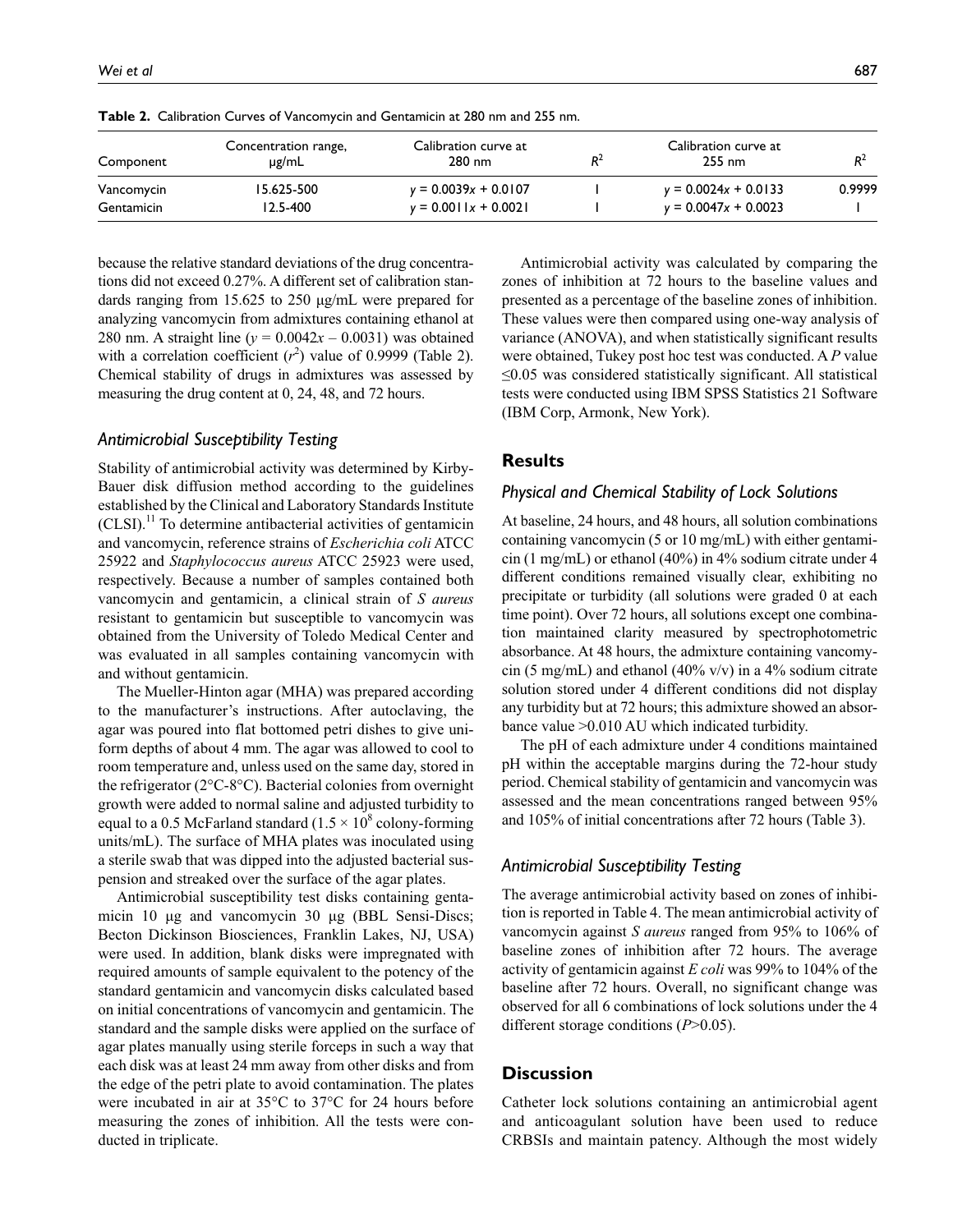**Table 2.** Calibration Curves of Vancomycin and Gentamicin at 280 nm and 255 nm.

| Component | Concentration range, μg/mL | Calibration curve at 280 nm | $R^2$ | Calibration curve at 255 nm | $R^2$ |
|---|---|---|---|---|---|
| Vancomycin | 15.625-500 | $y = 0.0039x + 0.0107$ | 1 | $y = 0.0024x + 0.0133$ | 0.9999 |
| Gentamicin | 12.5-400 | $y = 0.0011x + 0.0021$ | 1 | $y = 0.0047x + 0.0023$ | 1 |

because the relative standard deviations of the drug concentrations did not exceed 0.27%. A different set of calibration standards ranging from 15.625 to 250 μg/mL were prepared for analyzing vancomycin from admixtures containing ethanol at 280 nm. A straight line ($y = 0.0042x - 0.0031$) was obtained with a correlation coefficient ($r^2$) value of 0.9999 (Table 2). Chemical stability of drugs in admixtures was assessed by measuring the drug content at 0, 24, 48, and 72 hours.

### *Antimicrobial Susceptibility Testing*

Stability of antimicrobial activity was determined by Kirby-Bauer disk diffusion method according to the guidelines established by the Clinical and Laboratory Standards Institute (CLSI).[11] To determine antibacterial activities of gentamicin and vancomycin, reference strains of *Escherichia coli* ATCC 25922 and *Staphylococcus aureus* ATCC 25923 were used, respectively. Because a number of samples contained both vancomycin and gentamicin, a clinical strain of *S aureus* resistant to gentamicin but susceptible to vancomycin was obtained from the University of Toledo Medical Center and was evaluated in all samples containing vancomycin with and without gentamicin.

The Mueller-Hinton agar (MHA) was prepared according to the manufacturer's instructions. After autoclaving, the agar was poured into flat bottomed petri dishes to give uniform depths of about 4 mm. The agar was allowed to cool to room temperature and, unless used on the same day, stored in the refrigerator (2°C-8°C). Bacterial colonies from overnight growth were added to normal saline and adjusted turbidity to equal to a 0.5 McFarland standard ($1.5 \times 10^8$ colony-forming units/mL). The surface of MHA plates was inoculated using a sterile swab that was dipped into the adjusted bacterial suspension and streaked over the surface of the agar plates.

Antimicrobial susceptibility test disks containing gentamicin 10 μg and vancomycin 30 μg (BBL Sensi-Discs; Becton Dickinson Biosciences, Franklin Lakes, NJ, USA) were used. In addition, blank disks were impregnated with required amounts of sample equivalent to the potency of the standard gentamicin and vancomycin disks calculated based on initial concentrations of vancomycin and gentamicin. The standard and the sample disks were applied on the surface of agar plates manually using sterile forceps in such a way that each disk was at least 24 mm away from other disks and from the edge of the petri plate to avoid contamination. The plates were incubated in air at 35°C to 37°C for 24 hours before measuring the zones of inhibition. All the tests were conducted in triplicate.

Antimicrobial activity was calculated by comparing the zones of inhibition at 72 hours to the baseline values and presented as a percentage of the baseline zones of inhibition. These values were then compared using one-way analysis of variance (ANOVA), and when statistically significant results were obtained, Tukey post hoc test was conducted. A $P$ value $\leq 0.05$ was considered statistically significant. All statistical tests were conducted using IBM SPSS Statistics 21 Software (IBM Corp, Armonk, New York).

## Results

### *Physical and Chemical Stability of Lock Solutions*

At baseline, 24 hours, and 48 hours, all solution combinations containing vancomycin (5 or 10 mg/mL) with either gentamicin (1 mg/mL) or ethanol (40%) in 4% sodium citrate under 4 different conditions remained visually clear, exhibiting no precipitate or turbidity (all solutions were graded 0 at each time point). Over 72 hours, all solutions except one combination maintained clarity measured by spectrophotometric absorbance. At 48 hours, the admixture containing vancomycin (5 mg/mL) and ethanol (40% v/v) in a 4% sodium citrate solution stored under 4 different conditions did not display any turbidity but at 72 hours; this admixture showed an absorbance value >0.010 AU which indicated turbidity.

The pH of each admixture under 4 conditions maintained pH within the acceptable margins during the 72-hour study period. Chemical stability of gentamicin and vancomycin was assessed and the mean concentrations ranged between 95% and 105% of initial concentrations after 72 hours (Table 3).

### *Antimicrobial Susceptibility Testing*

The average antimicrobial activity based on zones of inhibition is reported in Table 4. The mean antimicrobial activity of vancomycin against *S aureus* ranged from 95% to 106% of baseline zones of inhibition after 72 hours. The average activity of gentamicin against *E coli* was 99% to 104% of the baseline after 72 hours. Overall, no significant change was observed for all 6 combinations of lock solutions under the 4 different storage conditions ($P$>0.05).

## Discussion

Catheter lock solutions containing an antimicrobial agent and anticoagulant solution have been used to reduce CRBSIs and maintain patency. Although the most widely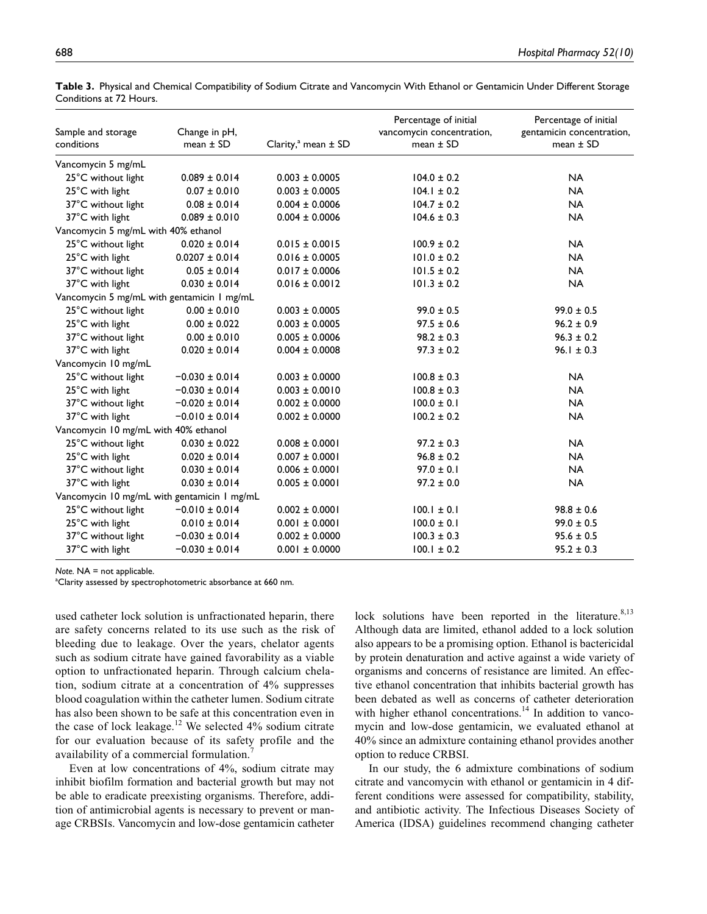**Table 3.** Physical and Chemical Compatibility of Sodium Citrate and Vancomycin With Ethanol or Gentamicin Under Different Storage Conditions at 72 Hours.

| Sample and storage conditions | Change in pH, mean ± SD | Clarity,[a] mean ± SD | Percentage of initial vancomycin concentration, mean ± SD | Percentage of initial gentamicin concentration, mean ± SD |
|---|---|---|---|---|
| Vancomycin 5 mg/mL | | | | |
| 25°C without light | 0.089 ± 0.014 | 0.003 ± 0.0005 | 104.0 ± 0.2 | NA |
| 25°C with light | 0.07 ± 0.010 | 0.003 ± 0.0005 | 104.1 ± 0.2 | NA |
| 37°C without light | 0.08 ± 0.014 | 0.004 ± 0.0006 | 104.7 ± 0.2 | NA |
| 37°C with light | 0.089 ± 0.010 | 0.004 ± 0.0006 | 104.6 ± 0.3 | NA |
| Vancomycin 5 mg/mL with 40% ethanol | | | | |
| 25°C without light | 0.020 ± 0.014 | 0.015 ± 0.0015 | 100.9 ± 0.2 | NA |
| 25°C with light | 0.0207 ± 0.014 | 0.016 ± 0.0005 | 101.0 ± 0.2 | NA |
| 37°C without light | 0.05 ± 0.014 | 0.017 ± 0.0006 | 101.5 ± 0.2 | NA |
| 37°C with light | 0.030 ± 0.014 | 0.016 ± 0.0012 | 101.3 ± 0.2 | NA |
| Vancomycin 5 mg/mL with gentamicin 1 mg/mL | | | | |
| 25°C without light | 0.00 ± 0.010 | 0.003 ± 0.0005 | 99.0 ± 0.5 | 99.0 ± 0.5 |
| 25°C with light | 0.00 ± 0.022 | 0.003 ± 0.0005 | 97.5 ± 0.6 | 96.2 ± 0.9 |
| 37°C without light | 0.00 ± 0.010 | 0.005 ± 0.0006 | 98.2 ± 0.3 | 96.3 ± 0.2 |
| 37°C with light | 0.020 ± 0.014 | 0.004 ± 0.0008 | 97.3 ± 0.2 | 96.1 ± 0.3 |
| Vancomycin 10 mg/mL | | | | |
| 25°C without light | −0.030 ± 0.014 | 0.003 ± 0.0000 | 100.8 ± 0.3 | NA |
| 25°C with light | −0.030 ± 0.014 | 0.003 ± 0.0010 | 100.8 ± 0.3 | NA |
| 37°C without light | −0.020 ± 0.014 | 0.002 ± 0.0000 | 100.0 ± 0.1 | NA |
| 37°C with light | −0.010 ± 0.014 | 0.002 ± 0.0000 | 100.2 ± 0.2 | NA |
| Vancomycin 10 mg/mL with 40% ethanol | | | | |
| 25°C without light | 0.030 ± 0.022 | 0.008 ± 0.0001 | 97.2 ± 0.3 | NA |
| 25°C with light | 0.020 ± 0.014 | 0.007 ± 0.0001 | 96.8 ± 0.2 | NA |
| 37°C without light | 0.030 ± 0.014 | 0.006 ± 0.0001 | 97.0 ± 0.1 | NA |
| 37°C with light | 0.030 ± 0.014 | 0.005 ± 0.0001 | 97.2 ± 0.0 | NA |
| Vancomycin 10 mg/mL with gentamicin 1 mg/mL | | | | |
| 25°C without light | −0.010 ± 0.014 | 0.002 ± 0.0001 | 100.1 ± 0.1 | 98.8 ± 0.6 |
| 25°C with light | 0.010 ± 0.014 | 0.001 ± 0.0001 | 100.0 ± 0.1 | 99.0 ± 0.5 |
| 37°C without light | −0.030 ± 0.014 | 0.002 ± 0.0000 | 100.3 ± 0.3 | 95.6 ± 0.5 |
| 37°C with light | −0.030 ± 0.014 | 0.001 ± 0.0000 | 100.1 ± 0.2 | 95.2 ± 0.3 |

*Note.* NA = not applicable.
[a]Clarity assessed by spectrophotometric absorbance at 660 nm.

used catheter lock solution is unfractionated heparin, there are safety concerns related to its use such as the risk of bleeding due to leakage. Over the years, chelator agents such as sodium citrate have gained favorability as a viable option to unfractionated heparin. Through calcium chelation, sodium citrate at a concentration of 4% suppresses blood coagulation within the catheter lumen. Sodium citrate has also been shown to be safe at this concentration even in the case of lock leakage.[12] We selected 4% sodium citrate for our evaluation because of its safety profile and the availability of a commercial formulation.[7]

Even at low concentrations of 4%, sodium citrate may inhibit biofilm formation and bacterial growth but may not be able to eradicate preexisting organisms. Therefore, addition of antimicrobial agents is necessary to prevent or manage CRBSIs. Vancomycin and low-dose gentamicin catheter lock solutions have been reported in the literature.[8,13] Although data are limited, ethanol added to a lock solution also appears to be a promising option. Ethanol is bactericidal by protein denaturation and active against a wide variety of organisms and concerns of resistance are limited. An effective ethanol concentration that inhibits bacterial growth has been debated as well as concerns of catheter deterioration with higher ethanol concentrations.[14] In addition to vancomycin and low-dose gentamicin, we evaluated ethanol at 40% since an admixture containing ethanol provides another option to reduce CRBSI.

In our study, the 6 admixture combinations of sodium citrate and vancomycin with ethanol or gentamicin in 4 different conditions were assessed for compatibility, stability, and antibiotic activity. The Infectious Diseases Society of America (IDSA) guidelines recommend changing catheter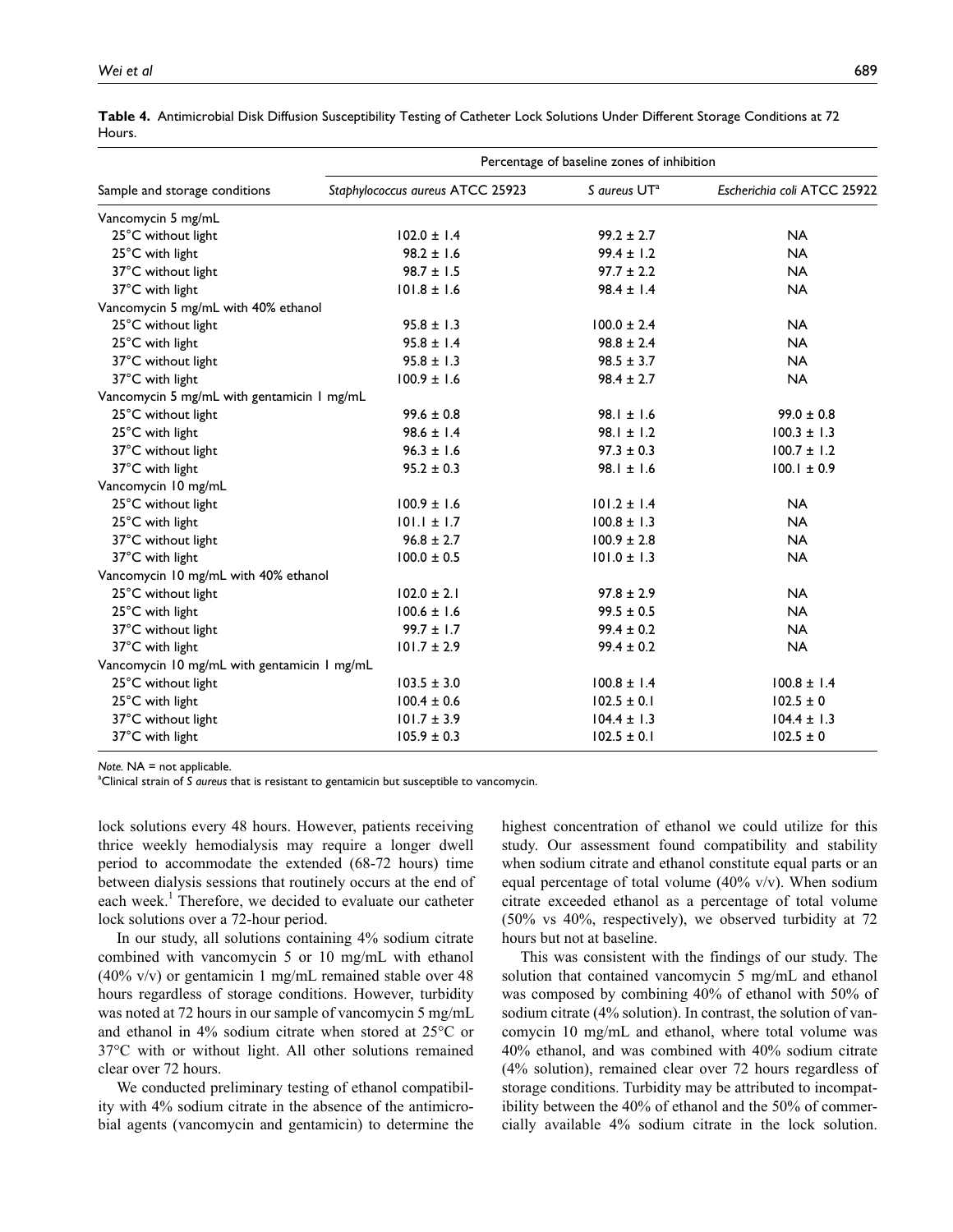**Table 4.** Antimicrobial Disk Diffusion Susceptibility Testing of Catheter Lock Solutions Under Different Storage Conditions at 72 Hours.

| Sample and storage conditions | Percentage of baseline zones of inhibition | | |
|---|---|---|---|
| | *Staphylococcus aureus* ATCC 25923 | *S aureus* UT[a] | *Escherichia coli* ATCC 25922 |
| Vancomycin 5 mg/mL | | | |
| 25°C without light | 102.0 ± 1.4 | 99.2 ± 2.7 | NA |
| 25°C with light | 98.2 ± 1.6 | 99.4 ± 1.2 | NA |
| 37°C without light | 98.7 ± 1.5 | 97.7 ± 2.2 | NA |
| 37°C with light | 101.8 ± 1.6 | 98.4 ± 1.4 | NA |
| Vancomycin 5 mg/mL with 40% ethanol | | | |
| 25°C without light | 95.8 ± 1.3 | 100.0 ± 2.4 | NA |
| 25°C with light | 95.8 ± 1.4 | 98.8 ± 2.4 | NA |
| 37°C without light | 95.8 ± 1.3 | 98.5 ± 3.7 | NA |
| 37°C with light | 100.9 ± 1.6 | 98.4 ± 2.7 | NA |
| Vancomycin 5 mg/mL with gentamicin 1 mg/mL | | | |
| 25°C without light | 99.6 ± 0.8 | 98.1 ± 1.6 | 99.0 ± 0.8 |
| 25°C with light | 98.6 ± 1.4 | 98.1 ± 1.2 | 100.3 ± 1.3 |
| 37°C without light | 96.3 ± 1.6 | 97.3 ± 0.3 | 100.7 ± 1.2 |
| 37°C with light | 95.2 ± 0.3 | 98.1 ± 1.6 | 100.1 ± 0.9 |
| Vancomycin 10 mg/mL | | | |
| 25°C without light | 100.9 ± 1.6 | 101.2 ± 1.4 | NA |
| 25°C with light | 101.1 ± 1.7 | 100.8 ± 1.3 | NA |
| 37°C without light | 96.8 ± 2.7 | 100.9 ± 2.8 | NA |
| 37°C with light | 100.0 ± 0.5 | 101.0 ± 1.3 | NA |
| Vancomycin 10 mg/mL with 40% ethanol | | | |
| 25°C without light | 102.0 ± 2.1 | 97.8 ± 2.9 | NA |
| 25°C with light | 100.6 ± 1.6 | 99.5 ± 0.5 | NA |
| 37°C without light | 99.7 ± 1.7 | 99.4 ± 0.2 | NA |
| 37°C with light | 101.7 ± 2.9 | 99.4 ± 0.2 | NA |
| Vancomycin 10 mg/mL with gentamicin 1 mg/mL | | | |
| 25°C without light | 103.5 ± 3.0 | 100.8 ± 1.4 | 100.8 ± 1.4 |
| 25°C with light | 100.4 ± 0.6 | 102.5 ± 0.1 | 102.5 ± 0 |
| 37°C without light | 101.7 ± 3.9 | 104.4 ± 1.3 | 104.4 ± 1.3 |
| 37°C with light | 105.9 ± 0.3 | 102.5 ± 0.1 | 102.5 ± 0 |

*Note.* NA = not applicable.
[a]Clinical strain of *S aureus* that is resistant to gentamicin but susceptible to vancomycin.

lock solutions every 48 hours. However, patients receiving thrice weekly hemodialysis may require a longer dwell period to accommodate the extended (68-72 hours) time between dialysis sessions that routinely occurs at the end of each week.[1] Therefore, we decided to evaluate our catheter lock solutions over a 72-hour period.

In our study, all solutions containing 4% sodium citrate combined with vancomycin 5 or 10 mg/mL with ethanol (40% v/v) or gentamicin 1 mg/mL remained stable over 48 hours regardless of storage conditions. However, turbidity was noted at 72 hours in our sample of vancomycin 5 mg/mL and ethanol in 4% sodium citrate when stored at 25°C or 37°C with or without light. All other solutions remained clear over 72 hours.

We conducted preliminary testing of ethanol compatibility with 4% sodium citrate in the absence of the antimicrobial agents (vancomycin and gentamicin) to determine the highest concentration of ethanol we could utilize for this study. Our assessment found compatibility and stability when sodium citrate and ethanol constitute equal parts or an equal percentage of total volume (40% v/v). When sodium citrate exceeded ethanol as a percentage of total volume (50% vs 40%, respectively), we observed turbidity at 72 hours but not at baseline.

This was consistent with the findings of our study. The solution that contained vancomycin 5 mg/mL and ethanol was composed by combining 40% of ethanol with 50% of sodium citrate (4% solution). In contrast, the solution of vancomycin 10 mg/mL and ethanol, where total volume was 40% ethanol, and was combined with 40% sodium citrate (4% solution), remained clear over 72 hours regardless of storage conditions. Turbidity may be attributed to incompatibility between the 40% of ethanol and the 50% of commercially available 4% sodium citrate in the lock solution.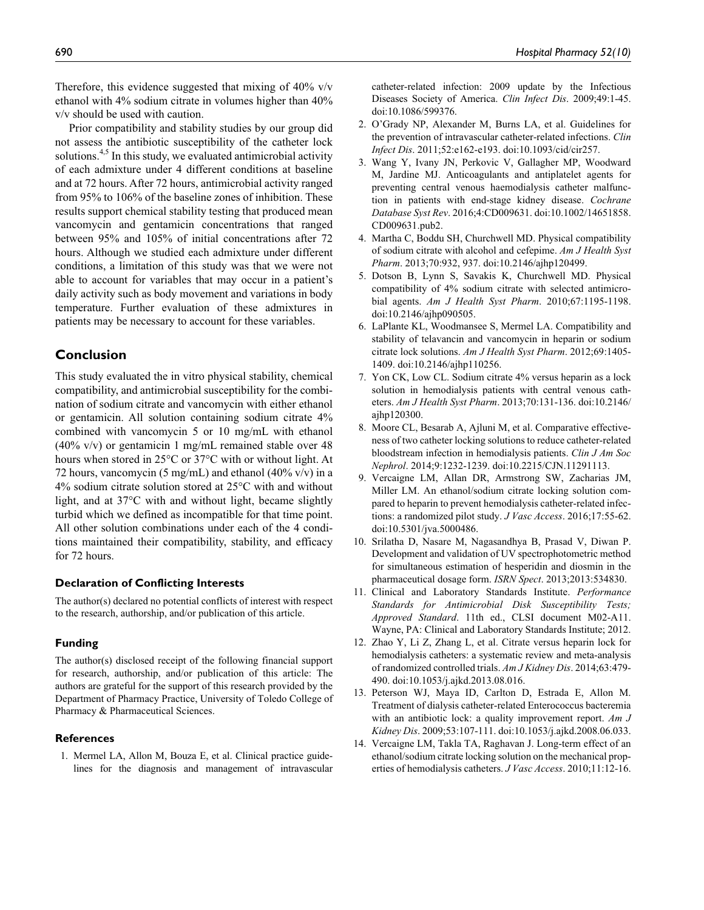Therefore, this evidence suggested that mixing of 40% v/v ethanol with 4% sodium citrate in volumes higher than 40% v/v should be used with caution.

Prior compatibility and stability studies by our group did not assess the antibiotic susceptibility of the catheter lock solutions.[4,5] In this study, we evaluated antimicrobial activity of each admixture under 4 different conditions at baseline and at 72 hours. After 72 hours, antimicrobial activity ranged from 95% to 106% of the baseline zones of inhibition. These results support chemical stability testing that produced mean vancomycin and gentamicin concentrations that ranged between 95% and 105% of initial concentrations after 72 hours. Although we studied each admixture under different conditions, a limitation of this study was that we were not able to account for variables that may occur in a patient's daily activity such as body movement and variations in body temperature. Further evaluation of these admixtures in patients may be necessary to account for these variables.

## Conclusion

This study evaluated the in vitro physical stability, chemical compatibility, and antimicrobial susceptibility for the combination of sodium citrate and vancomycin with either ethanol or gentamicin. All solution containing sodium citrate 4% combined with vancomycin 5 or 10 mg/mL with ethanol (40% v/v) or gentamicin 1 mg/mL remained stable over 48 hours when stored in 25°C or 37°C with or without light. At 72 hours, vancomycin (5 mg/mL) and ethanol (40% v/v) in a 4% sodium citrate solution stored at 25°C with and without light, and at 37°C with and without light, became slightly turbid which we defined as incompatible for that time point. All other solution combinations under each of the 4 conditions maintained their compatibility, stability, and efficacy for 72 hours.

### Declaration of Conflicting Interests

The author(s) declared no potential conflicts of interest with respect to the research, authorship, and/or publication of this article.

### Funding

The author(s) disclosed receipt of the following financial support for research, authorship, and/or publication of this article: The authors are grateful for the support of this research provided by the Department of Pharmacy Practice, University of Toledo College of Pharmacy & Pharmaceutical Sciences.

### References

1. Mermel LA, Allon M, Bouza E, et al. Clinical practice guidelines for the diagnosis and management of intravascular catheter-related infection: 2009 update by the Infectious Diseases Society of America. *Clin Infect Dis*. 2009;49:1-45. doi:10.1086/599376.
2. O'Grady NP, Alexander M, Burns LA, et al. Guidelines for the prevention of intravascular catheter-related infections. *Clin Infect Dis*. 2011;52:e162-e193. doi:10.1093/cid/cir257.
3. Wang Y, Ivany JN, Perkovic V, Gallagher MP, Woodward M, Jardine MJ. Anticoagulants and antiplatelet agents for preventing central venous haemodialysis catheter malfunction in patients with end-stage kidney disease. *Cochrane Database Syst Rev*. 2016;4:CD009631. doi:10.1002/14651858.CD009631.pub2.
4. Martha C, Boddu SH, Churchwell MD. Physical compatibility of sodium citrate with alcohol and cefepime. *Am J Health Syst Pharm*. 2013;70:932, 937. doi:10.2146/ajhp120499.
5. Dotson B, Lynn S, Savakis K, Churchwell MD. Physical compatibility of 4% sodium citrate with selected antimicrobial agents. *Am J Health Syst Pharm*. 2010;67:1195-1198. doi:10.2146/ajhp090505.
6. LaPlante KL, Woodmansee S, Mermel LA. Compatibility and stability of telavancin and vancomycin in heparin or sodium citrate lock solutions. *Am J Health Syst Pharm*. 2012;69:1405-1409. doi:10.2146/ajhp110256.
7. Yon CK, Low CL. Sodium citrate 4% versus heparin as a lock solution in hemodialysis patients with central venous catheters. *Am J Health Syst Pharm*. 2013;70:131-136. doi:10.2146/ajhp120300.
8. Moore CL, Besarab A, Ajluni M, et al. Comparative effectiveness of two catheter locking solutions to reduce catheter-related bloodstream infection in hemodialysis patients. *Clin J Am Soc Nephrol*. 2014;9:1232-1239. doi:10.2215/CJN.11291113.
9. Vercaigne LM, Allan DR, Armstrong SW, Zacharias JM, Miller LM. An ethanol/sodium citrate locking solution compared to heparin to prevent hemodialysis catheter-related infections: a randomized pilot study. *J Vasc Access*. 2016;17:55-62. doi:10.5301/jva.5000486.
10. Srilatha D, Nasare M, Nagasandhya B, Prasad V, Diwan P. Development and validation of UV spectrophotometric method for simultaneous estimation of hesperidin and diosmin in the pharmaceutical dosage form. *ISRN Spect*. 2013;2013:534830.
11. Clinical and Laboratory Standards Institute. *Performance Standards for Antimicrobial Disk Susceptibility Tests; Approved Standard*. 11th ed., CLSI document M02-A11. Wayne, PA: Clinical and Laboratory Standards Institute; 2012.
12. Zhao Y, Li Z, Zhang L, et al. Citrate versus heparin lock for hemodialysis catheters: a systematic review and meta-analysis of randomized controlled trials. *Am J Kidney Dis*. 2014;63:479-490. doi:10.1053/j.ajkd.2013.08.016.
13. Peterson WJ, Maya ID, Carlton D, Estrada E, Allon M. Treatment of dialysis catheter-related Enterococcus bacteremia with an antibiotic lock: a quality improvement report. *Am J Kidney Dis*. 2009;53:107-111. doi:10.1053/j.ajkd.2008.06.033.
14. Vercaigne LM, Takla TA, Raghavan J. Long-term effect of an ethanol/sodium citrate locking solution on the mechanical properties of hemodialysis catheters. *J Vasc Access*. 2010;11:12-16.